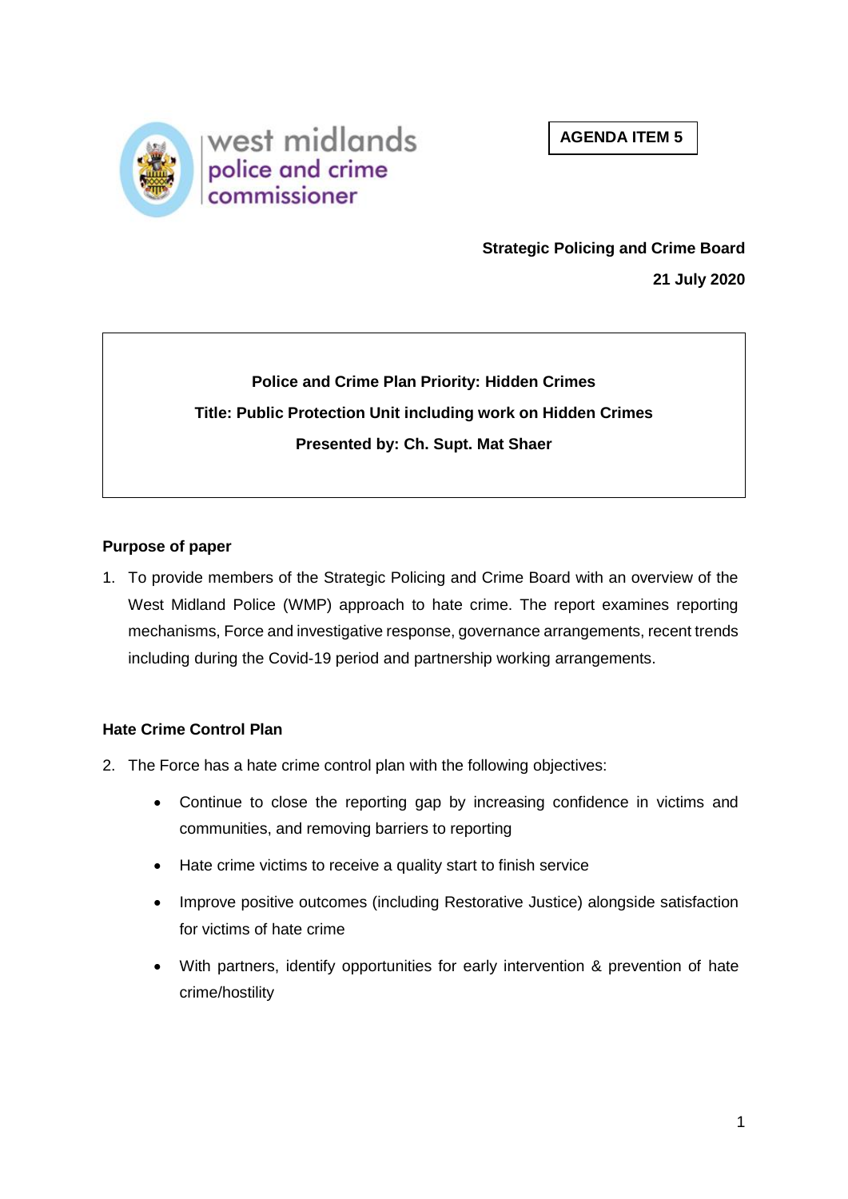west midlands
police and crime
commissioner

**AGENDA ITEM 5**

**Strategic Policing and Crime Board**

**21 July 2020**

**Police and Crime Plan Priority: Hidden Crimes**

**Title: Public Protection Unit including work on Hidden Crimes**

**Presented by: Ch. Supt. Mat Shaer**

## Purpose of paper

1. To provide members of the Strategic Policing and Crime Board with an overview of the West Midland Police (WMP) approach to hate crime. The report examines reporting mechanisms, Force and investigative response, governance arrangements, recent trends including during the Covid-19 period and partnership working arrangements.

## Hate Crime Control Plan

2. The Force has a hate crime control plan with the following objectives:

   - Continue to close the reporting gap by increasing confidence in victims and communities, and removing barriers to reporting
   - Hate crime victims to receive a quality start to finish service
   - Improve positive outcomes (including Restorative Justice) alongside satisfaction for victims of hate crime
   - With partners, identify opportunities for early intervention & prevention of hate crime/hostility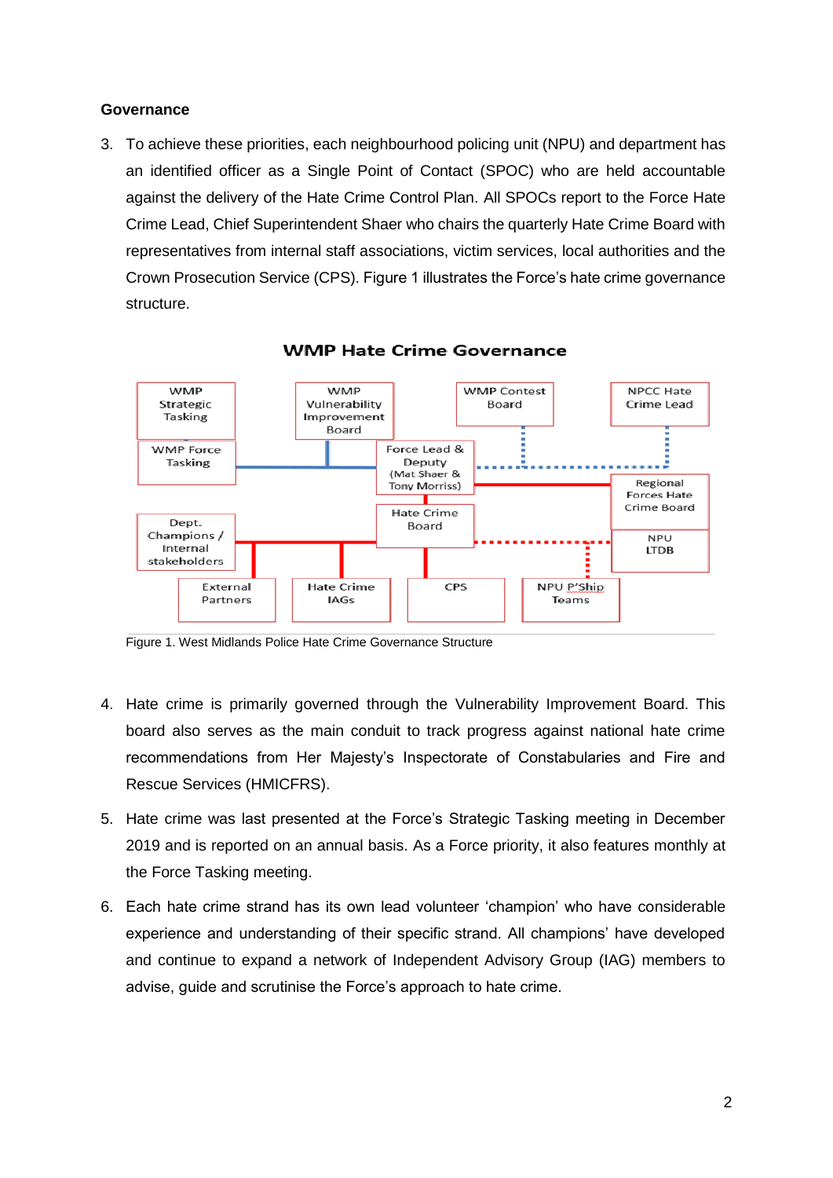**Governance**

3. To achieve these priorities, each neighbourhood policing unit (NPU) and department has an identified officer as a Single Point of Contact (SPOC) who are held accountable against the delivery of the Hate Crime Control Plan. All SPOCs report to the Force Hate Crime Lead, Chief Superintendent Shaer who chairs the quarterly Hate Crime Board with representatives from internal staff associations, victim services, local authorities and the Crown Prosecution Service (CPS). Figure 1 illustrates the Force's hate crime governance structure.

**WMP Hate Crime Governance**

Figure 1. West Midlands Police Hate Crime Governance Structure

4. Hate crime is primarily governed through the Vulnerability Improvement Board. This board also serves as the main conduit to track progress against national hate crime recommendations from Her Majesty's Inspectorate of Constabularies and Fire and Rescue Services (HMICFRS).

5. Hate crime was last presented at the Force's Strategic Tasking meeting in December 2019 and is reported on an annual basis. As a Force priority, it also features monthly at the Force Tasking meeting.

6. Each hate crime strand has its own lead volunteer 'champion' who have considerable experience and understanding of their specific strand. All champions' have developed and continue to expand a network of Independent Advisory Group (IAG) members to advise, guide and scrutinise the Force's approach to hate crime.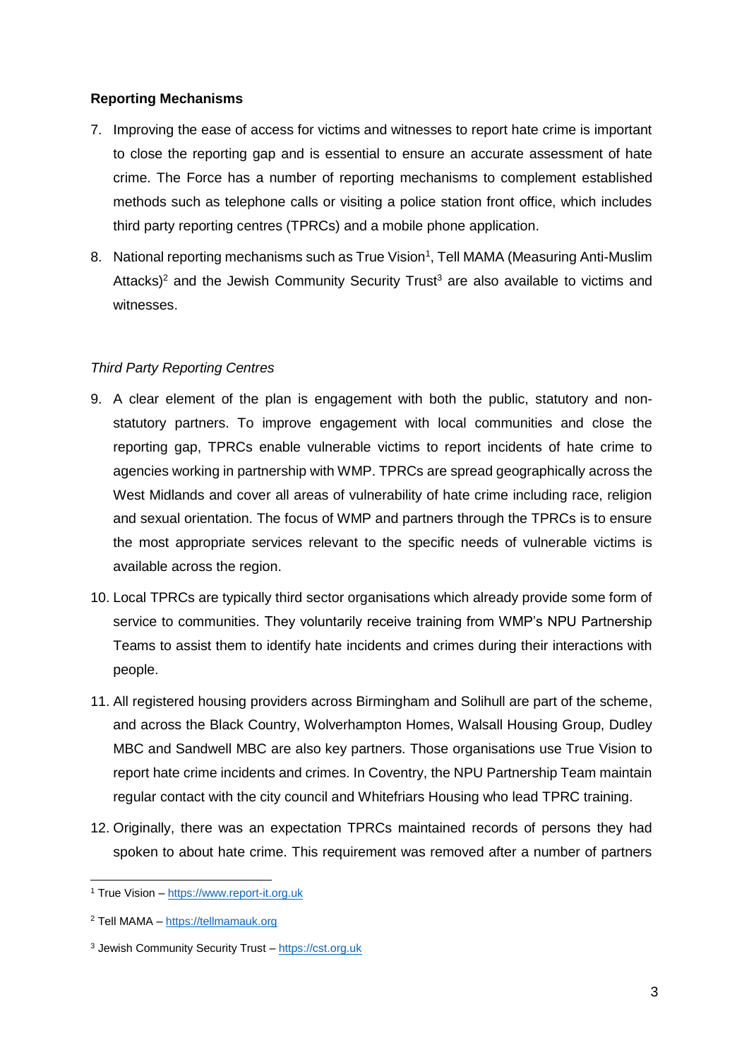**Reporting Mechanisms**

7. Improving the ease of access for victims and witnesses to report hate crime is important to close the reporting gap and is essential to ensure an accurate assessment of hate crime. The Force has a number of reporting mechanisms to complement established methods such as telephone calls or visiting a police station front office, which includes third party reporting centres (TPRCs) and a mobile phone application.

8. National reporting mechanisms such as True Vision[1], Tell MAMA (Measuring Anti-Muslim Attacks)[2] and the Jewish Community Security Trust[3] are also available to victims and witnesses.

*Third Party Reporting Centres*

9. A clear element of the plan is engagement with both the public, statutory and non-statutory partners. To improve engagement with local communities and close the reporting gap, TPRCs enable vulnerable victims to report incidents of hate crime to agencies working in partnership with WMP. TPRCs are spread geographically across the West Midlands and cover all areas of vulnerability of hate crime including race, religion and sexual orientation. The focus of WMP and partners through the TPRCs is to ensure the most appropriate services relevant to the specific needs of vulnerable victims is available across the region.

10. Local TPRCs are typically third sector organisations which already provide some form of service to communities. They voluntarily receive training from WMP's NPU Partnership Teams to assist them to identify hate incidents and crimes during their interactions with people.

11. All registered housing providers across Birmingham and Solihull are part of the scheme, and across the Black Country, Wolverhampton Homes, Walsall Housing Group, Dudley MBC and Sandwell MBC are also key partners. Those organisations use True Vision to report hate crime incidents and crimes. In Coventry, the NPU Partnership Team maintain regular contact with the city council and Whitefriars Housing who lead TPRC training.

12. Originally, there was an expectation TPRCs maintained records of persons they had spoken to about hate crime. This requirement was removed after a number of partners

---

[1] True Vision – https://www.report-it.org.uk

[2] Tell MAMA – https://tellmamauk.org

[3] Jewish Community Security Trust – https://cst.org.uk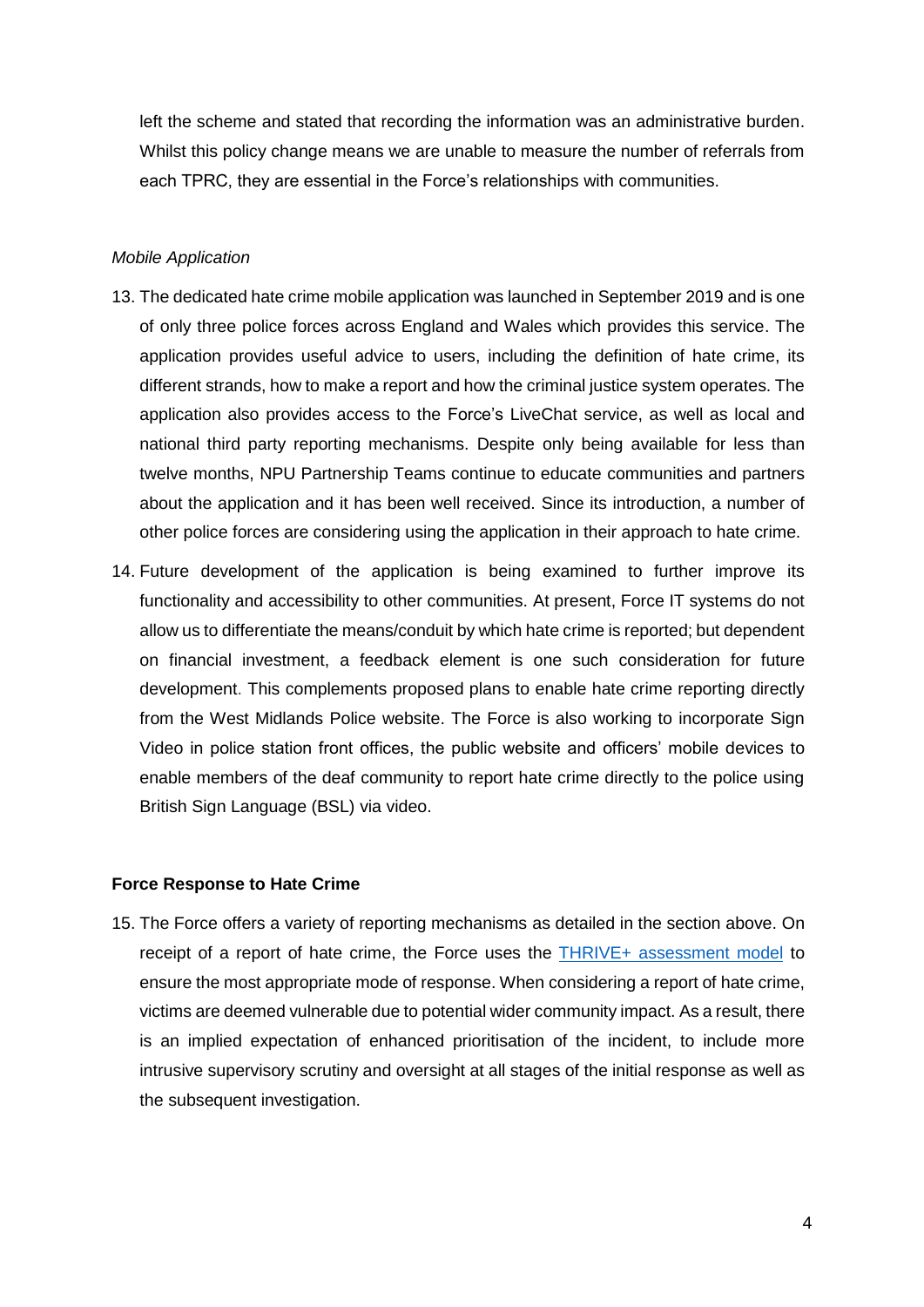left the scheme and stated that recording the information was an administrative burden. Whilst this policy change means we are unable to measure the number of referrals from each TPRC, they are essential in the Force's relationships with communities.

*Mobile Application*

13. The dedicated hate crime mobile application was launched in September 2019 and is one of only three police forces across England and Wales which provides this service. The application provides useful advice to users, including the definition of hate crime, its different strands, how to make a report and how the criminal justice system operates. The application also provides access to the Force's LiveChat service, as well as local and national third party reporting mechanisms. Despite only being available for less than twelve months, NPU Partnership Teams continue to educate communities and partners about the application and it has been well received. Since its introduction, a number of other police forces are considering using the application in their approach to hate crime.

14. Future development of the application is being examined to further improve its functionality and accessibility to other communities. At present, Force IT systems do not allow us to differentiate the means/conduit by which hate crime is reported; but dependent on financial investment, a feedback element is one such consideration for future development. This complements proposed plans to enable hate crime reporting directly from the West Midlands Police website. The Force is also working to incorporate Sign Video in police station front offices, the public website and officers' mobile devices to enable members of the deaf community to report hate crime directly to the police using British Sign Language (BSL) via video.

**Force Response to Hate Crime**

15. The Force offers a variety of reporting mechanisms as detailed in the section above. On receipt of a report of hate crime, the Force uses the THRIVE+ assessment model to ensure the most appropriate mode of response. When considering a report of hate crime, victims are deemed vulnerable due to potential wider community impact. As a result, there is an implied expectation of enhanced prioritisation of the incident, to include more intrusive supervisory scrutiny and oversight at all stages of the initial response as well as the subsequent investigation.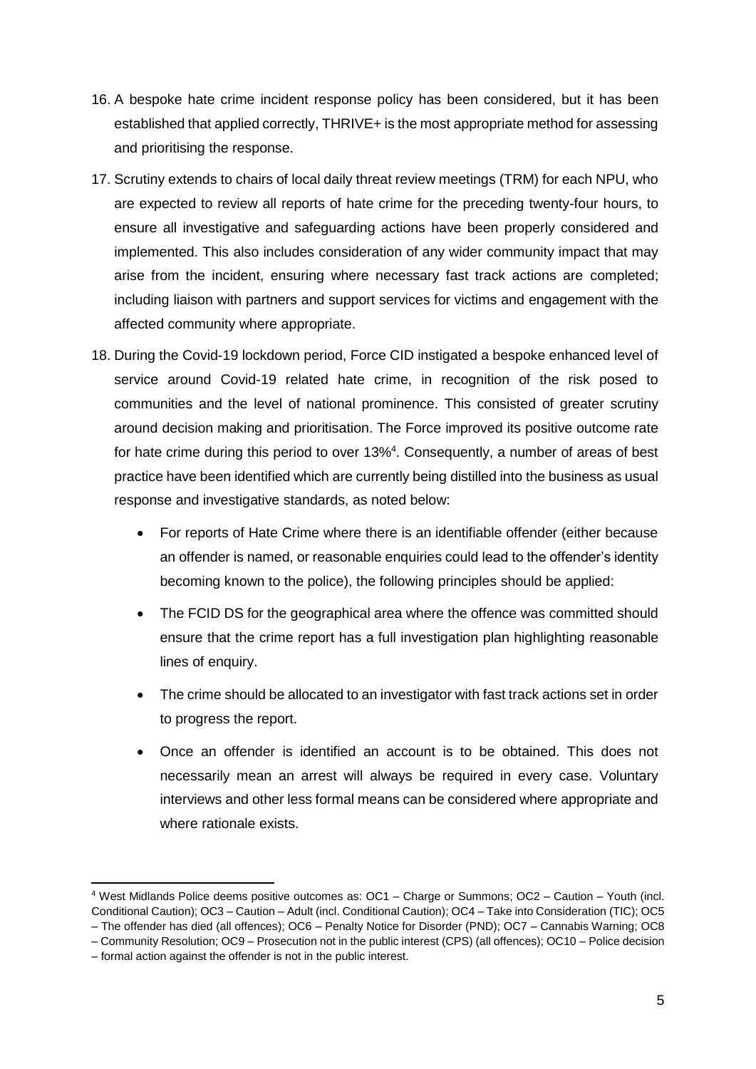16. A bespoke hate crime incident response policy has been considered, but it has been established that applied correctly, THRIVE+ is the most appropriate method for assessing and prioritising the response.

17. Scrutiny extends to chairs of local daily threat review meetings (TRM) for each NPU, who are expected to review all reports of hate crime for the preceding twenty-four hours, to ensure all investigative and safeguarding actions have been properly considered and implemented. This also includes consideration of any wider community impact that may arise from the incident, ensuring where necessary fast track actions are completed; including liaison with partners and support services for victims and engagement with the affected community where appropriate.

18. During the Covid-19 lockdown period, Force CID instigated a bespoke enhanced level of service around Covid-19 related hate crime, in recognition of the risk posed to communities and the level of national prominence. This consisted of greater scrutiny around decision making and prioritisation. The Force improved its positive outcome rate for hate crime during this period to over 13%[4]. Consequently, a number of areas of best practice have been identified which are currently being distilled into the business as usual response and investigative standards, as noted below:

    - For reports of Hate Crime where there is an identifiable offender (either because an offender is named, or reasonable enquiries could lead to the offender's identity becoming known to the police), the following principles should be applied:
    - The FCID DS for the geographical area where the offence was committed should ensure that the crime report has a full investigation plan highlighting reasonable lines of enquiry.
    - The crime should be allocated to an investigator with fast track actions set in order to progress the report.
    - Once an offender is identified an account is to be obtained. This does not necessarily mean an arrest will always be required in every case. Voluntary interviews and other less formal means can be considered where appropriate and where rationale exists.

---

[4] West Midlands Police deems positive outcomes as: OC1 – Charge or Summons; OC2 – Caution – Youth (incl. Conditional Caution); OC3 – Caution – Adult (incl. Conditional Caution); OC4 – Take into Consideration (TIC); OC5 – The offender has died (all offences); OC6 – Penalty Notice for Disorder (PND); OC7 – Cannabis Warning; OC8 – Community Resolution; OC9 – Prosecution not in the public interest (CPS) (all offences); OC10 – Police decision – formal action against the offender is not in the public interest.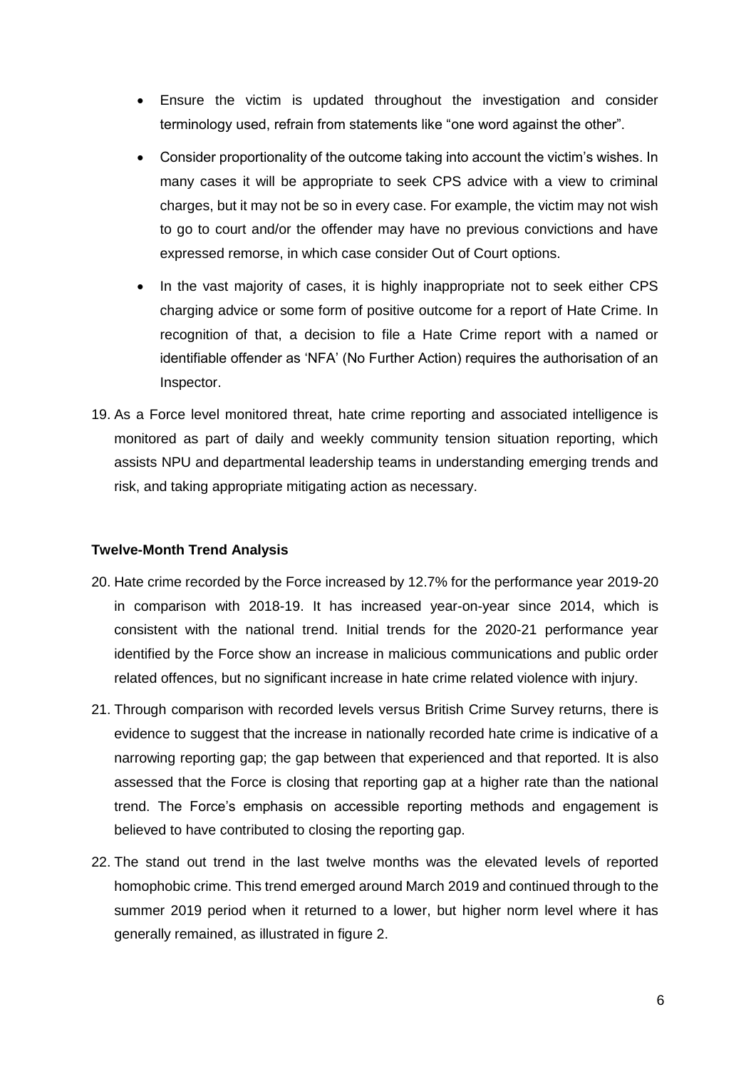- Ensure the victim is updated throughout the investigation and consider terminology used, refrain from statements like "one word against the other".

- Consider proportionality of the outcome taking into account the victim's wishes. In many cases it will be appropriate to seek CPS advice with a view to criminal charges, but it may not be so in every case. For example, the victim may not wish to go to court and/or the offender may have no previous convictions and have expressed remorse, in which case consider Out of Court options.

- In the vast majority of cases, it is highly inappropriate not to seek either CPS charging advice or some form of positive outcome for a report of Hate Crime. In recognition of that, a decision to file a Hate Crime report with a named or identifiable offender as 'NFA' (No Further Action) requires the authorisation of an Inspector.

19. As a Force level monitored threat, hate crime reporting and associated intelligence is monitored as part of daily and weekly community tension situation reporting, which assists NPU and departmental leadership teams in understanding emerging trends and risk, and taking appropriate mitigating action as necessary.

**Twelve-Month Trend Analysis**

20. Hate crime recorded by the Force increased by 12.7% for the performance year 2019-20 in comparison with 2018-19. It has increased year-on-year since 2014, which is consistent with the national trend. Initial trends for the 2020-21 performance year identified by the Force show an increase in malicious communications and public order related offences, but no significant increase in hate crime related violence with injury.

21. Through comparison with recorded levels versus British Crime Survey returns, there is evidence to suggest that the increase in nationally recorded hate crime is indicative of a narrowing reporting gap; the gap between that experienced and that reported. It is also assessed that the Force is closing that reporting gap at a higher rate than the national trend. The Force's emphasis on accessible reporting methods and engagement is believed to have contributed to closing the reporting gap.

22. The stand out trend in the last twelve months was the elevated levels of reported homophobic crime. This trend emerged around March 2019 and continued through to the summer 2019 period when it returned to a lower, but higher norm level where it has generally remained, as illustrated in figure 2.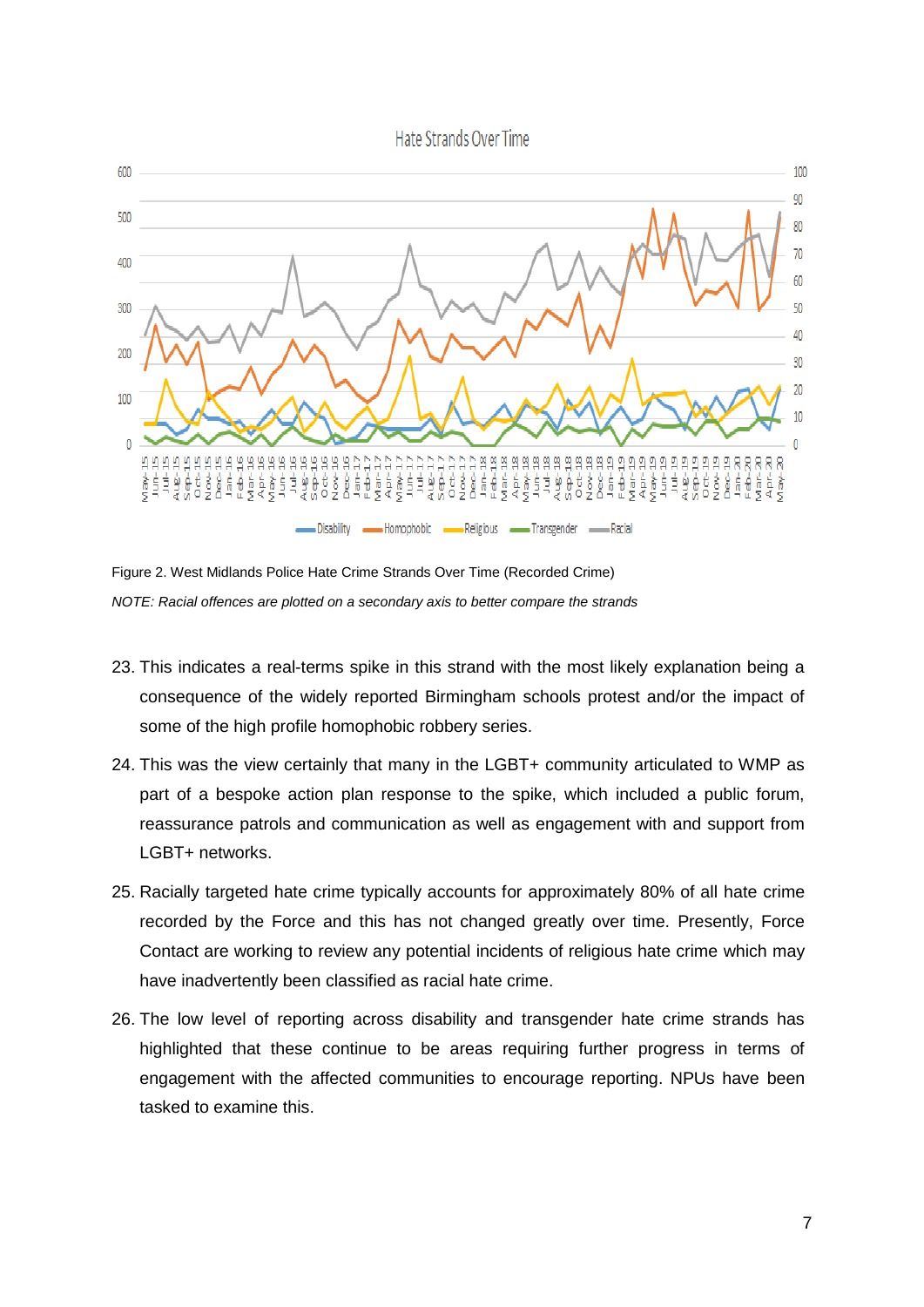Figure 2. West Midlands Police Hate Crime Strands Over Time (Recorded Crime)

*NOTE: Racial offences are plotted on a secondary axis to better compare the strands*

23. This indicates a real-terms spike in this strand with the most likely explanation being a consequence of the widely reported Birmingham schools protest and/or the impact of some of the high profile homophobic robbery series.

24. This was the view certainly that many in the LGBT+ community articulated to WMP as part of a bespoke action plan response to the spike, which included a public forum, reassurance patrols and communication as well as engagement with and support from LGBT+ networks.

25. Racially targeted hate crime typically accounts for approximately 80% of all hate crime recorded by the Force and this has not changed greatly over time. Presently, Force Contact are working to review any potential incidents of religious hate crime which may have inadvertently been classified as racial hate crime.

26. The low level of reporting across disability and transgender hate crime strands has highlighted that these continue to be areas requiring further progress in terms of engagement with the affected communities to encourage reporting. NPUs have been tasked to examine this.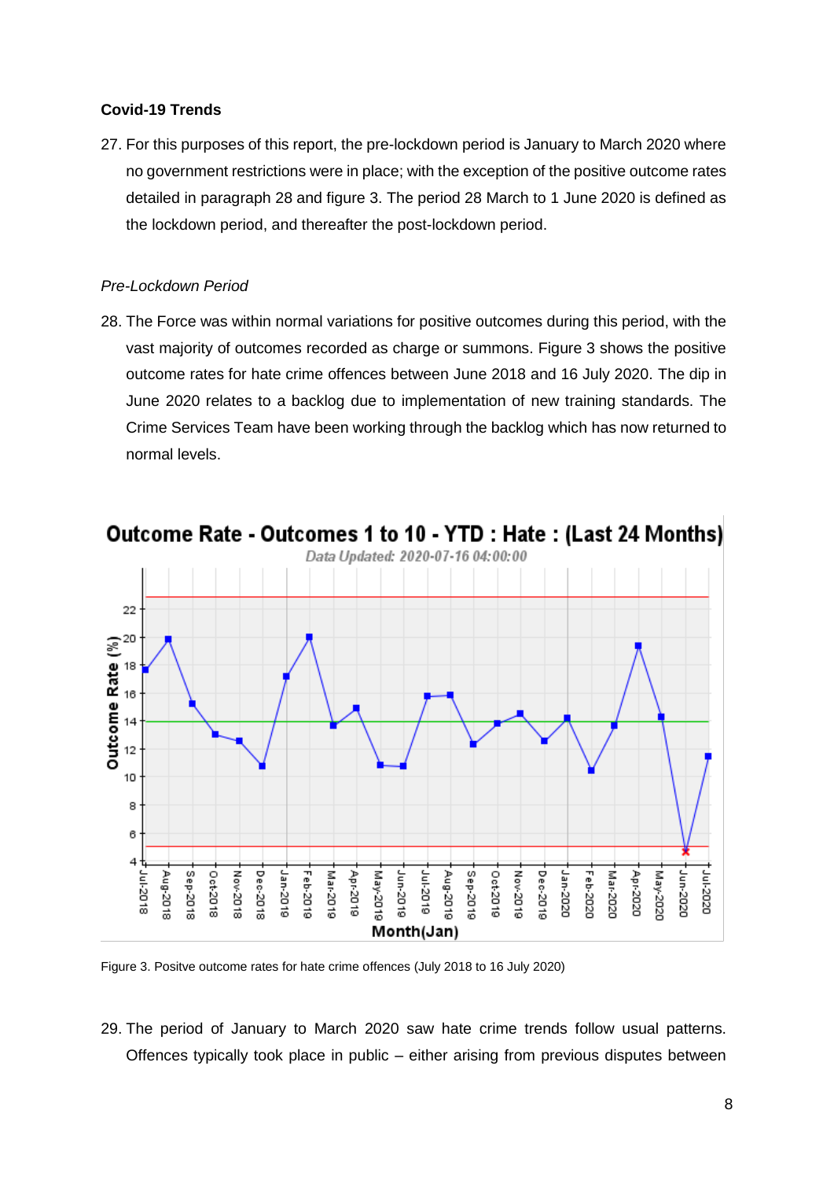**Covid-19 Trends**

27. For this purposes of this report, the pre-lockdown period is January to March 2020 where no government restrictions were in place; with the exception of the positive outcome rates detailed in paragraph 28 and figure 3. The period 28 March to 1 June 2020 is defined as the lockdown period, and thereafter the post-lockdown period.

*Pre-Lockdown Period*

28. The Force was within normal variations for positive outcomes during this period, with the vast majority of outcomes recorded as charge or summons. Figure 3 shows the positive outcome rates for hate crime offences between June 2018 and 16 July 2020. The dip in June 2020 relates to a backlog due to implementation of new training standards. The Crime Services Team have been working through the backlog which has now returned to normal levels.

Figure 3. Positve outcome rates for hate crime offences (July 2018 to 16 July 2020)

29. The period of January to March 2020 saw hate crime trends follow usual patterns. Offences typically took place in public – either arising from previous disputes between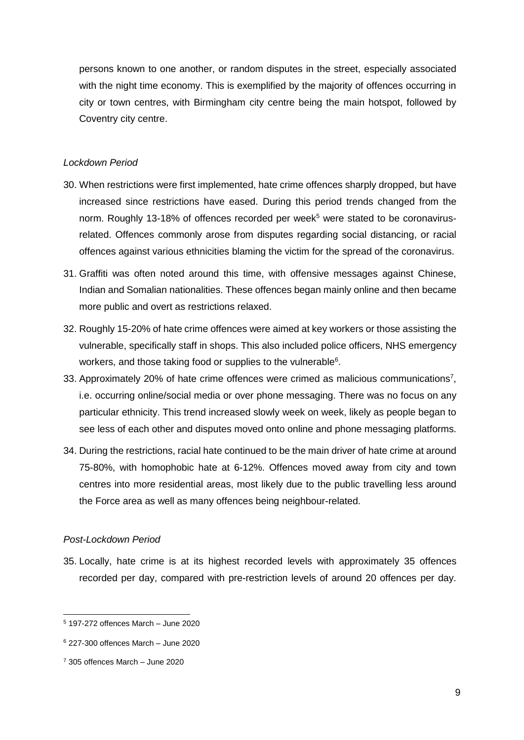persons known to one another, or random disputes in the street, especially associated with the night time economy. This is exemplified by the majority of offences occurring in city or town centres, with Birmingham city centre being the main hotspot, followed by Coventry city centre.

*Lockdown Period*

30. When restrictions were first implemented, hate crime offences sharply dropped, but have increased since restrictions have eased. During this period trends changed from the norm. Roughly 13-18% of offences recorded per week[5] were stated to be coronavirus-related. Offences commonly arose from disputes regarding social distancing, or racial offences against various ethnicities blaming the victim for the spread of the coronavirus.

31. Graffiti was often noted around this time, with offensive messages against Chinese, Indian and Somalian nationalities. These offences began mainly online and then became more public and overt as restrictions relaxed.

32. Roughly 15-20% of hate crime offences were aimed at key workers or those assisting the vulnerable, specifically staff in shops. This also included police officers, NHS emergency workers, and those taking food or supplies to the vulnerable[6].

33. Approximately 20% of hate crime offences were crimed as malicious communications[7], i.e. occurring online/social media or over phone messaging. There was no focus on any particular ethnicity. This trend increased slowly week on week, likely as people began to see less of each other and disputes moved onto online and phone messaging platforms.

34. During the restrictions, racial hate continued to be the main driver of hate crime at around 75-80%, with homophobic hate at 6-12%. Offences moved away from city and town centres into more residential areas, most likely due to the public travelling less around the Force area as well as many offences being neighbour-related.

*Post-Lockdown Period*

35. Locally, hate crime is at its highest recorded levels with approximately 35 offences recorded per day, compared with pre-restriction levels of around 20 offences per day.

---

[5] 197-272 offences March – June 2020

[6] 227-300 offences March – June 2020

[7] 305 offences March – June 2020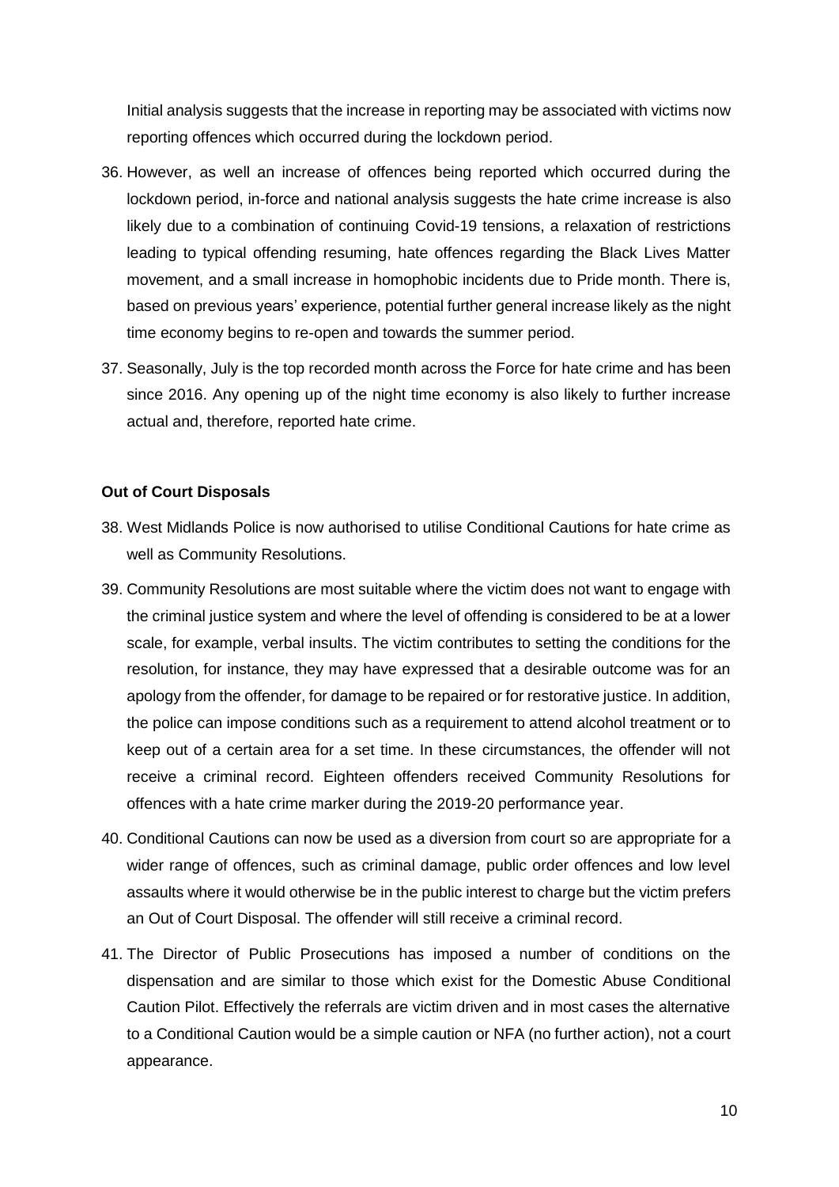Initial analysis suggests that the increase in reporting may be associated with victims now reporting offences which occurred during the lockdown period.

36. However, as well an increase of offences being reported which occurred during the lockdown period, in-force and national analysis suggests the hate crime increase is also likely due to a combination of continuing Covid-19 tensions, a relaxation of restrictions leading to typical offending resuming, hate offences regarding the Black Lives Matter movement, and a small increase in homophobic incidents due to Pride month. There is, based on previous years' experience, potential further general increase likely as the night time economy begins to re-open and towards the summer period.

37. Seasonally, July is the top recorded month across the Force for hate crime and has been since 2016. Any opening up of the night time economy is also likely to further increase actual and, therefore, reported hate crime.

**Out of Court Disposals**

38. West Midlands Police is now authorised to utilise Conditional Cautions for hate crime as well as Community Resolutions.

39. Community Resolutions are most suitable where the victim does not want to engage with the criminal justice system and where the level of offending is considered to be at a lower scale, for example, verbal insults. The victim contributes to setting the conditions for the resolution, for instance, they may have expressed that a desirable outcome was for an apology from the offender, for damage to be repaired or for restorative justice. In addition, the police can impose conditions such as a requirement to attend alcohol treatment or to keep out of a certain area for a set time. In these circumstances, the offender will not receive a criminal record. Eighteen offenders received Community Resolutions for offences with a hate crime marker during the 2019-20 performance year.

40. Conditional Cautions can now be used as a diversion from court so are appropriate for a wider range of offences, such as criminal damage, public order offences and low level assaults where it would otherwise be in the public interest to charge but the victim prefers an Out of Court Disposal. The offender will still receive a criminal record.

41. The Director of Public Prosecutions has imposed a number of conditions on the dispensation and are similar to those which exist for the Domestic Abuse Conditional Caution Pilot. Effectively the referrals are victim driven and in most cases the alternative to a Conditional Caution would be a simple caution or NFA (no further action), not a court appearance.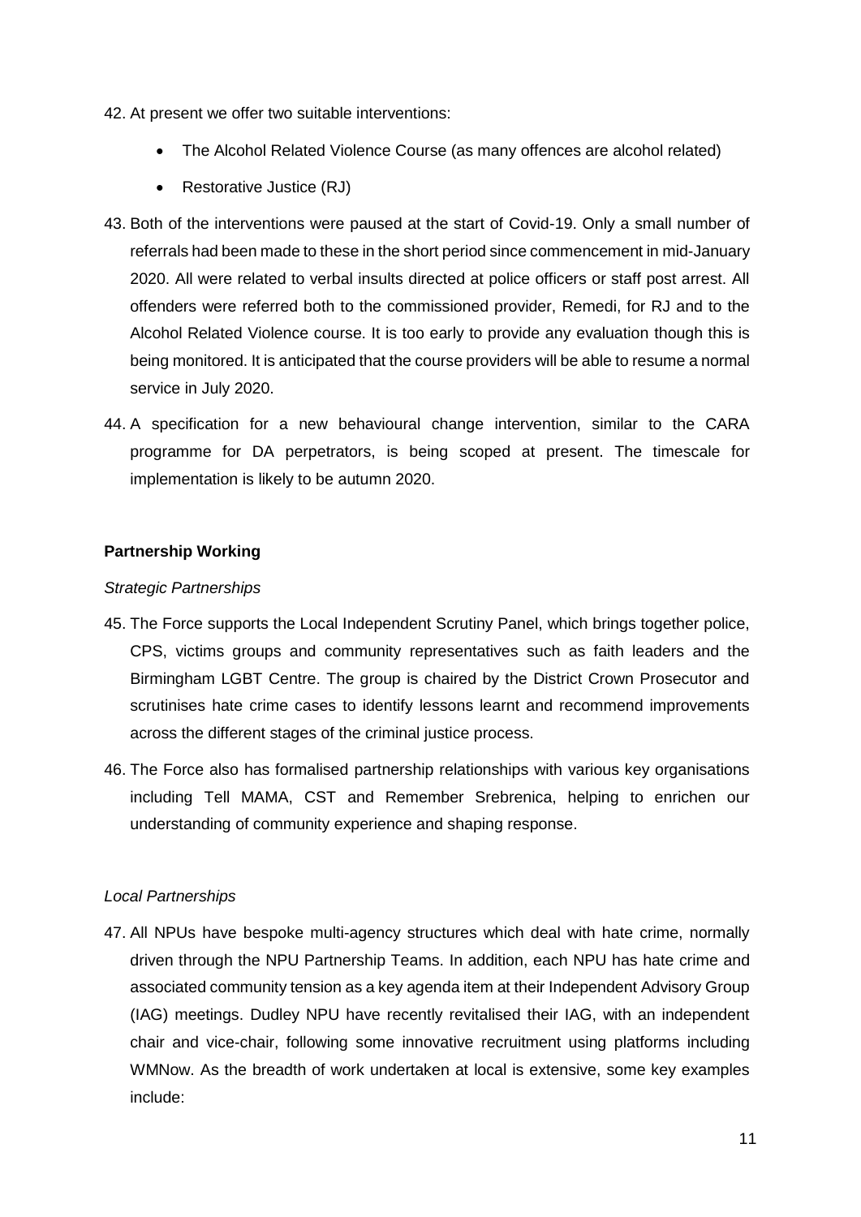42. At present we offer two suitable interventions:

    - The Alcohol Related Violence Course (as many offences are alcohol related)
    - Restorative Justice (RJ)

43. Both of the interventions were paused at the start of Covid-19. Only a small number of referrals had been made to these in the short period since commencement in mid-January 2020. All were related to verbal insults directed at police officers or staff post arrest. All offenders were referred both to the commissioned provider, Remedi, for RJ and to the Alcohol Related Violence course. It is too early to provide any evaluation though this is being monitored. It is anticipated that the course providers will be able to resume a normal service in July 2020.

44. A specification for a new behavioural change intervention, similar to the CARA programme for DA perpetrators, is being scoped at present. The timescale for implementation is likely to be autumn 2020.

**Partnership Working**

*Strategic Partnerships*

45. The Force supports the Local Independent Scrutiny Panel, which brings together police, CPS, victims groups and community representatives such as faith leaders and the Birmingham LGBT Centre. The group is chaired by the District Crown Prosecutor and scrutinises hate crime cases to identify lessons learnt and recommend improvements across the different stages of the criminal justice process.

46. The Force also has formalised partnership relationships with various key organisations including Tell MAMA, CST and Remember Srebrenica, helping to enrichen our understanding of community experience and shaping response.

*Local Partnerships*

47. All NPUs have bespoke multi-agency structures which deal with hate crime, normally driven through the NPU Partnership Teams. In addition, each NPU has hate crime and associated community tension as a key agenda item at their Independent Advisory Group (IAG) meetings. Dudley NPU have recently revitalised their IAG, with an independent chair and vice-chair, following some innovative recruitment using platforms including WMNow. As the breadth of work undertaken at local is extensive, some key examples include: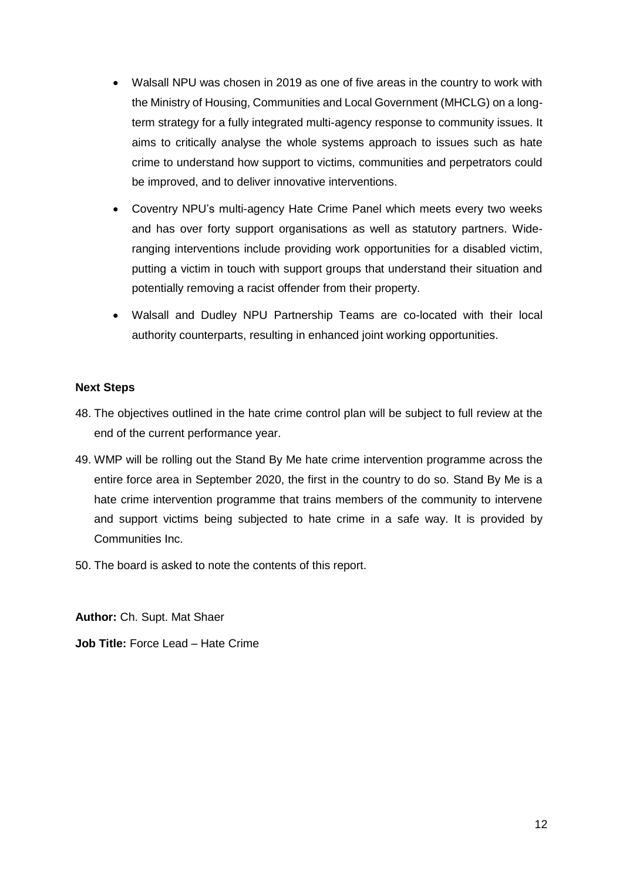- Walsall NPU was chosen in 2019 as one of five areas in the country to work with the Ministry of Housing, Communities and Local Government (MHCLG) on a long-term strategy for a fully integrated multi-agency response to community issues. It aims to critically analyse the whole systems approach to issues such as hate crime to understand how support to victims, communities and perpetrators could be improved, and to deliver innovative interventions.
- Coventry NPU's multi-agency Hate Crime Panel which meets every two weeks and has over forty support organisations as well as statutory partners. Wide-ranging interventions include providing work opportunities for a disabled victim, putting a victim in touch with support groups that understand their situation and potentially removing a racist offender from their property.
- Walsall and Dudley NPU Partnership Teams are co-located with their local authority counterparts, resulting in enhanced joint working opportunities.

**Next Steps**

48. The objectives outlined in the hate crime control plan will be subject to full review at the end of the current performance year.
49. WMP will be rolling out the Stand By Me hate crime intervention programme across the entire force area in September 2020, the first in the country to do so. Stand By Me is a hate crime intervention programme that trains members of the community to intervene and support victims being subjected to hate crime in a safe way. It is provided by Communities Inc.
50. The board is asked to note the contents of this report.

**Author:** Ch. Supt. Mat Shaer

**Job Title:** Force Lead – Hate Crime